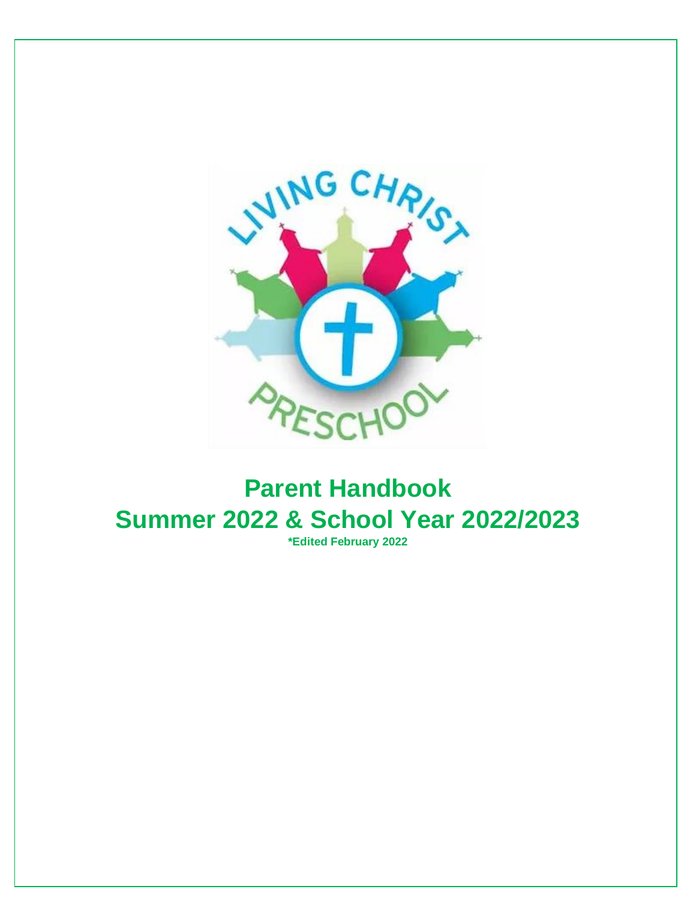# Parent Handbook

# Summer 2022 & School Year 2022/2023

**\*Edited February 2022**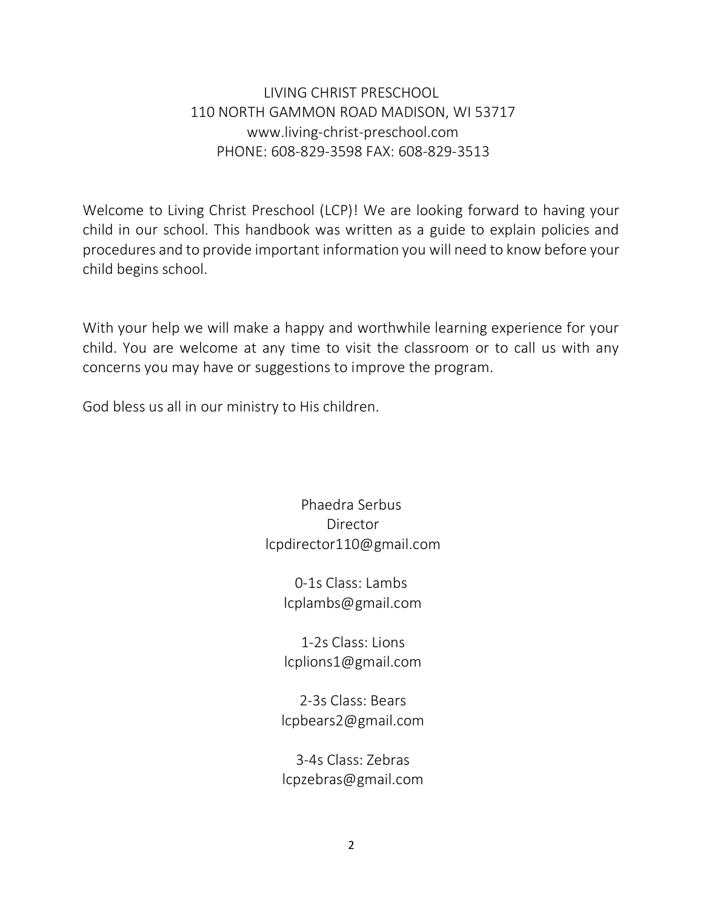LIVING CHRIST PRESCHOOL
110 NORTH GAMMON ROAD MADISON, WI 53717
www.living-christ-preschool.com
PHONE: 608-829-3598 FAX: 608-829-3513

Welcome to Living Christ Preschool (LCP)! We are looking forward to having your child in our school. This handbook was written as a guide to explain policies and procedures and to provide important information you will need to know before your child begins school.

With your help we will make a happy and worthwhile learning experience for your child. You are welcome at any time to visit the classroom or to call us with any concerns you may have or suggestions to improve the program.

God bless us all in our ministry to His children.

Phaedra Serbus
Director
lcpdirector110@gmail.com

0-1s Class: Lambs
lcplambs@gmail.com

1-2s Class: Lions
lcplions1@gmail.com

2-3s Class: Bears
lcpbears2@gmail.com

3-4s Class: Zebras
lcpzebras@gmail.com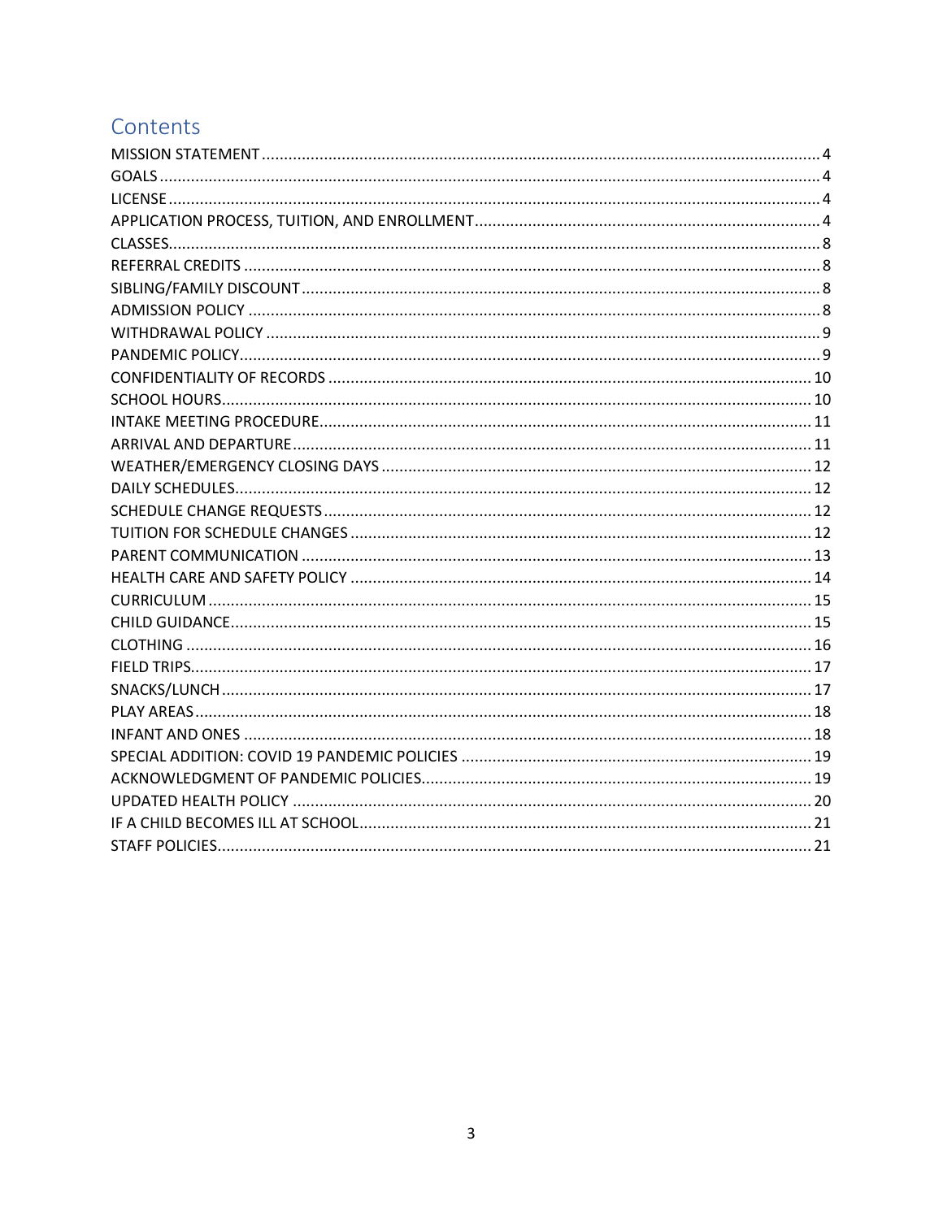# Contents

| Section | Page |
| --- | --- |
| MISSION STATEMENT | 4 |
| GOALS | 4 |
| LICENSE | 4 |
| APPLICATION PROCESS, TUITION, AND ENROLLMENT | 4 |
| CLASSES | 8 |
| REFERRAL CREDITS | 8 |
| SIBLING/FAMILY DISCOUNT | 8 |
| ADMISSION POLICY | 8 |
| WITHDRAWAL POLICY | 9 |
| PANDEMIC POLICY | 9 |
| CONFIDENTIALITY OF RECORDS | 10 |
| SCHOOL HOURS | 10 |
| INTAKE MEETING PROCEDURE | 11 |
| ARRIVAL AND DEPARTURE | 11 |
| WEATHER/EMERGENCY CLOSING DAYS | 12 |
| DAILY SCHEDULES | 12 |
| SCHEDULE CHANGE REQUESTS | 12 |
| TUITION FOR SCHEDULE CHANGES | 12 |
| PARENT COMMUNICATION | 13 |
| HEALTH CARE AND SAFETY POLICY | 14 |
| CURRICULUM | 15 |
| CHILD GUIDANCE | 15 |
| CLOTHING | 16 |
| FIELD TRIPS | 17 |
| SNACKS/LUNCH | 17 |
| PLAY AREAS | 18 |
| INFANT AND ONES | 18 |
| SPECIAL ADDITION: COVID 19 PANDEMIC POLICIES | 19 |
| ACKNOWLEDGMENT OF PANDEMIC POLICIES | 19 |
| UPDATED HEALTH POLICY | 20 |
| IF A CHILD BECOMES ILL AT SCHOOL | 21 |
| STAFF POLICIES | 21 |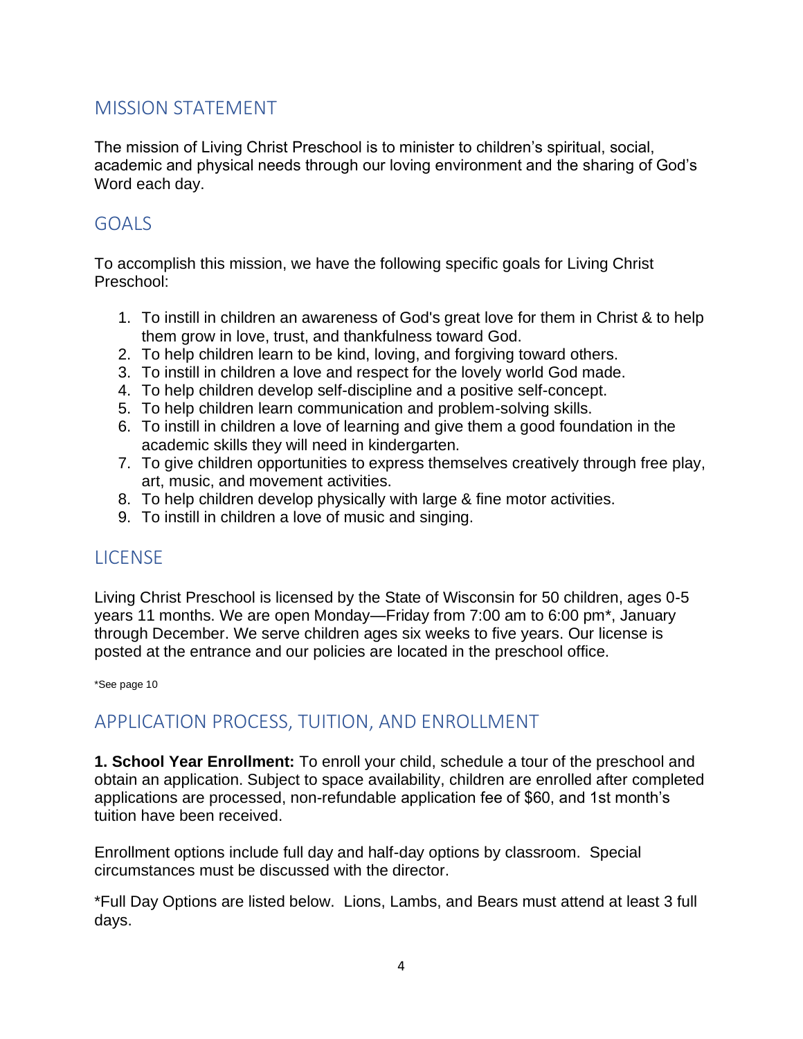## MISSION STATEMENT

The mission of Living Christ Preschool is to minister to children's spiritual, social, academic and physical needs through our loving environment and the sharing of God's Word each day.

## GOALS

To accomplish this mission, we have the following specific goals for Living Christ Preschool:

1. To instill in children an awareness of God's great love for them in Christ & to help them grow in love, trust, and thankfulness toward God.
2. To help children learn to be kind, loving, and forgiving toward others.
3. To instill in children a love and respect for the lovely world God made.
4. To help children develop self-discipline and a positive self-concept.
5. To help children learn communication and problem-solving skills.
6. To instill in children a love of learning and give them a good foundation in the academic skills they will need in kindergarten.
7. To give children opportunities to express themselves creatively through free play, art, music, and movement activities.
8. To help children develop physically with large & fine motor activities.
9. To instill in children a love of music and singing.

## LICENSE

Living Christ Preschool is licensed by the State of Wisconsin for 50 children, ages 0-5 years 11 months. We are open Monday—Friday from 7:00 am to 6:00 pm*, January through December. We serve children ages six weeks to five years. Our license is posted at the entrance and our policies are located in the preschool office.

*See page 10

## APPLICATION PROCESS, TUITION, AND ENROLLMENT

**1. School Year Enrollment:** To enroll your child, schedule a tour of the preschool and obtain an application. Subject to space availability, children are enrolled after completed applications are processed, non-refundable application fee of $60, and 1st month's tuition have been received.

Enrollment options include full day and half-day options by classroom. Special circumstances must be discussed with the director.

*Full Day Options are listed below. Lions, Lambs, and Bears must attend at least 3 full days.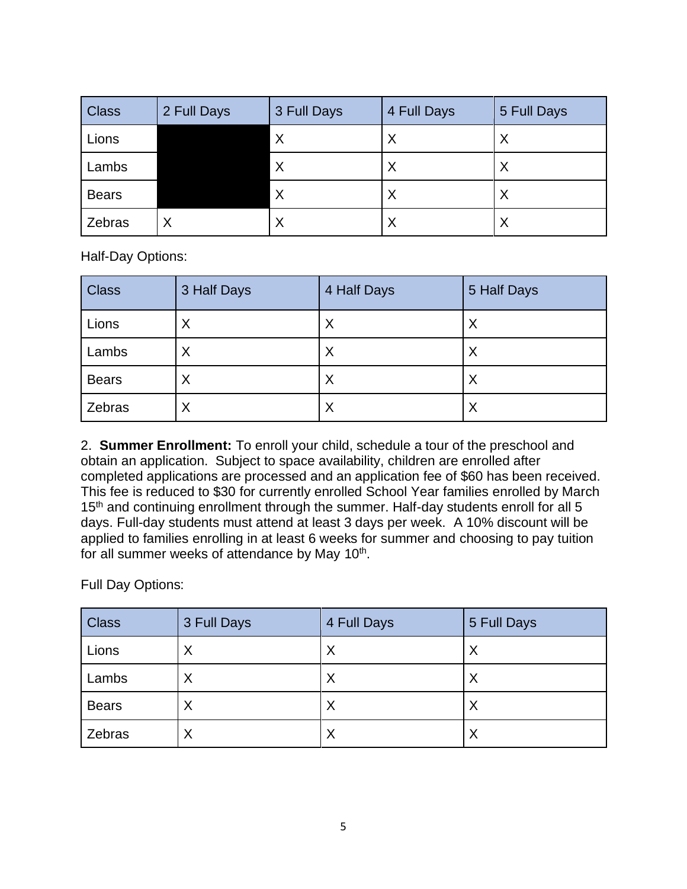| Class | 2 Full Days | 3 Full Days | 4 Full Days | 5 Full Days |
|---|---|---|---|---|
| Lions | | X | X | X |
| Lambs | | X | X | X |
| Bears | | X | X | X |
| Zebras | X | X | X | X |

Half-Day Options:

| Class | 3 Half Days | 4 Half Days | 5 Half Days |
|---|---|---|---|
| Lions | X | X | X |
| Lambs | X | X | X |
| Bears | X | X | X |
| Zebras | X | X | X |

2. **Summer Enrollment:** To enroll your child, schedule a tour of the preschool and obtain an application. Subject to space availability, children are enrolled after completed applications are processed and an application fee of $60 has been received. This fee is reduced to $30 for currently enrolled School Year families enrolled by March 15th and continuing enrollment through the summer. Half-day students enroll for all 5 days. Full-day students must attend at least 3 days per week. A 10% discount will be applied to families enrolling in at least 6 weeks for summer and choosing to pay tuition for all summer weeks of attendance by May 10th.

Full Day Options:

| Class | 3 Full Days | 4 Full Days | 5 Full Days |
|---|---|---|---|
| Lions | X | X | X |
| Lambs | X | X | X |
| Bears | X | X | X |
| Zebras | X | X | X |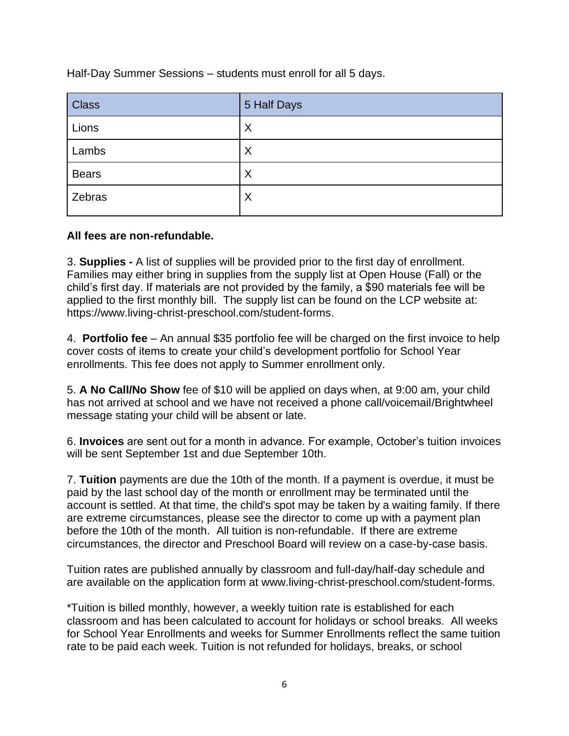Half-Day Summer Sessions – students must enroll for all 5 days.

| Class | 5 Half Days |
|---|---|
| Lions | X |
| Lambs | X |
| Bears | X |
| Zebras | X |

**All fees are non-refundable.**

3. **Supplies -** A list of supplies will be provided prior to the first day of enrollment. Families may either bring in supplies from the supply list at Open House (Fall) or the child's first day. If materials are not provided by the family, a $90 materials fee will be applied to the first monthly bill. The supply list can be found on the LCP website at: https://www.living-christ-preschool.com/student-forms.

4. **Portfolio fee** – An annual $35 portfolio fee will be charged on the first invoice to help cover costs of items to create your child's development portfolio for School Year enrollments. This fee does not apply to Summer enrollment only.

5. **A No Call/No Show** fee of $10 will be applied on days when, at 9:00 am, your child has not arrived at school and we have not received a phone call/voicemail/Brightwheel message stating your child will be absent or late.

6. **Invoices** are sent out for a month in advance. For example, October's tuition invoices will be sent September 1st and due September 10th.

7. **Tuition** payments are due the 10th of the month. If a payment is overdue, it must be paid by the last school day of the month or enrollment may be terminated until the account is settled. At that time, the child's spot may be taken by a waiting family. If there are extreme circumstances, please see the director to come up with a payment plan before the 10th of the month. All tuition is non-refundable. If there are extreme circumstances, the director and Preschool Board will review on a case-by-case basis.

Tuition rates are published annually by classroom and full-day/half-day schedule and are available on the application form at www.living-christ-preschool.com/student-forms.

*Tuition is billed monthly, however, a weekly tuition rate is established for each classroom and has been calculated to account for holidays or school breaks. All weeks for School Year Enrollments and weeks for Summer Enrollments reflect the same tuition rate to be paid each week. Tuition is not refunded for holidays, breaks, or school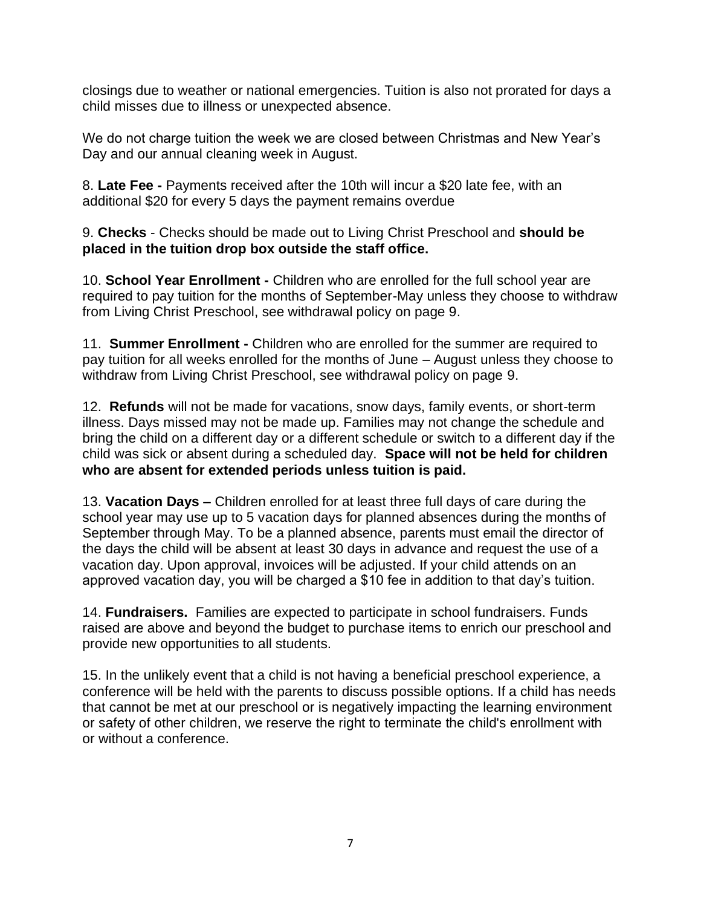closings due to weather or national emergencies. Tuition is also not prorated for days a child misses due to illness or unexpected absence.

We do not charge tuition the week we are closed between Christmas and New Year's Day and our annual cleaning week in August.

8. **Late Fee -** Payments received after the 10th will incur a $20 late fee, with an additional $20 for every 5 days the payment remains overdue

9. **Checks** - Checks should be made out to Living Christ Preschool and **should be placed in the tuition drop box outside the staff office.**

10. **School Year Enrollment -** Children who are enrolled for the full school year are required to pay tuition for the months of September-May unless they choose to withdraw from Living Christ Preschool, see withdrawal policy on page 9.

11. **Summer Enrollment -** Children who are enrolled for the summer are required to pay tuition for all weeks enrolled for the months of June – August unless they choose to withdraw from Living Christ Preschool, see withdrawal policy on page 9.

12. **Refunds** will not be made for vacations, snow days, family events, or short-term illness. Days missed may not be made up. Families may not change the schedule and bring the child on a different day or a different schedule or switch to a different day if the child was sick or absent during a scheduled day. **Space will not be held for children who are absent for extended periods unless tuition is paid.**

13. **Vacation Days –** Children enrolled for at least three full days of care during the school year may use up to 5 vacation days for planned absences during the months of September through May. To be a planned absence, parents must email the director of the days the child will be absent at least 30 days in advance and request the use of a vacation day. Upon approval, invoices will be adjusted. If your child attends on an approved vacation day, you will be charged a $10 fee in addition to that day's tuition.

14. **Fundraisers.** Families are expected to participate in school fundraisers. Funds raised are above and beyond the budget to purchase items to enrich our preschool and provide new opportunities to all students.

15. In the unlikely event that a child is not having a beneficial preschool experience, a conference will be held with the parents to discuss possible options. If a child has needs that cannot be met at our preschool or is negatively impacting the learning environment or safety of other children, we reserve the right to terminate the child's enrollment with or without a conference.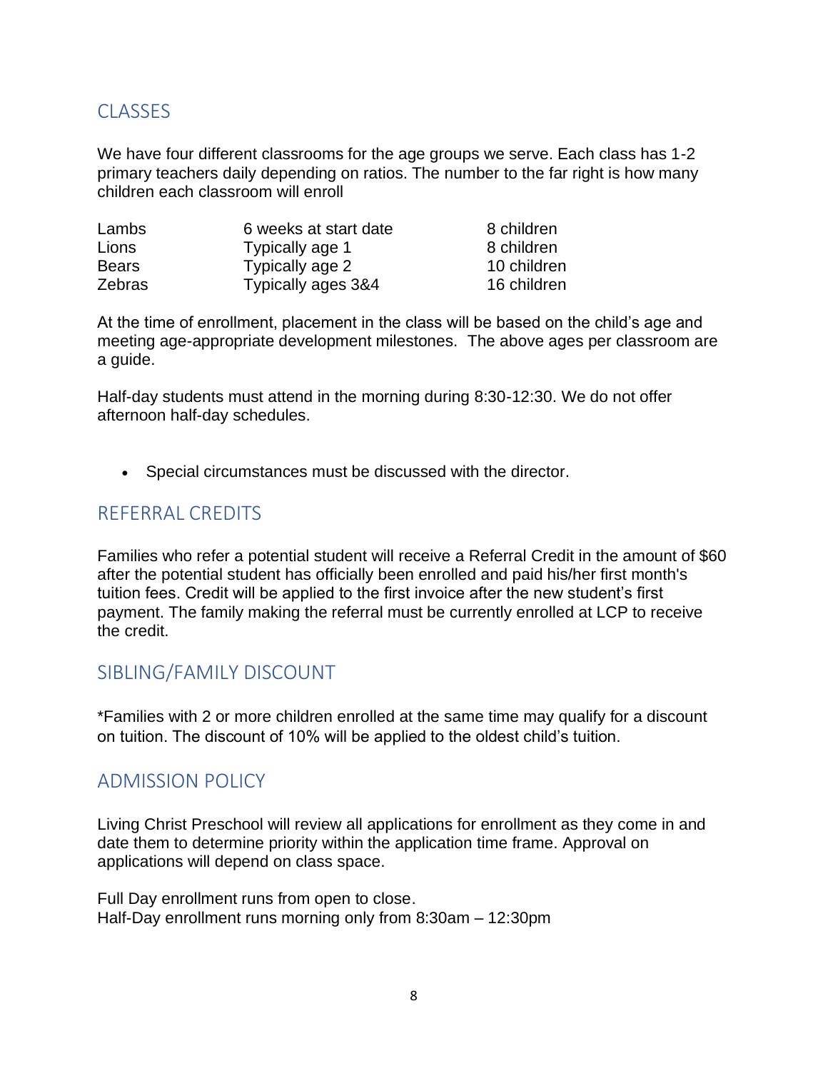## CLASSES

We have four different classrooms for the age groups we serve. Each class has 1-2 primary teachers daily depending on ratios. The number to the far right is how many children each classroom will enroll

| | | |
|---|---|---|
| Lambs | 6 weeks at start date | 8 children |
| Lions | Typically age 1 | 8 children |
| Bears | Typically age 2 | 10 children |
| Zebras | Typically ages 3&4 | 16 children |

At the time of enrollment, placement in the class will be based on the child's age and meeting age-appropriate development milestones. The above ages per classroom are a guide.

Half-day students must attend in the morning during 8:30-12:30. We do not offer afternoon half-day schedules.

- Special circumstances must be discussed with the director.

## REFERRAL CREDITS

Families who refer a potential student will receive a Referral Credit in the amount of $60 after the potential student has officially been enrolled and paid his/her first month's tuition fees. Credit will be applied to the first invoice after the new student's first payment. The family making the referral must be currently enrolled at LCP to receive the credit.

## SIBLING/FAMILY DISCOUNT

*Families with 2 or more children enrolled at the same time may qualify for a discount on tuition. The discount of 10% will be applied to the oldest child's tuition.

## ADMISSION POLICY

Living Christ Preschool will review all applications for enrollment as they come in and date them to determine priority within the application time frame. Approval on applications will depend on class space.

Full Day enrollment runs from open to close.
Half-Day enrollment runs morning only from 8:30am – 12:30pm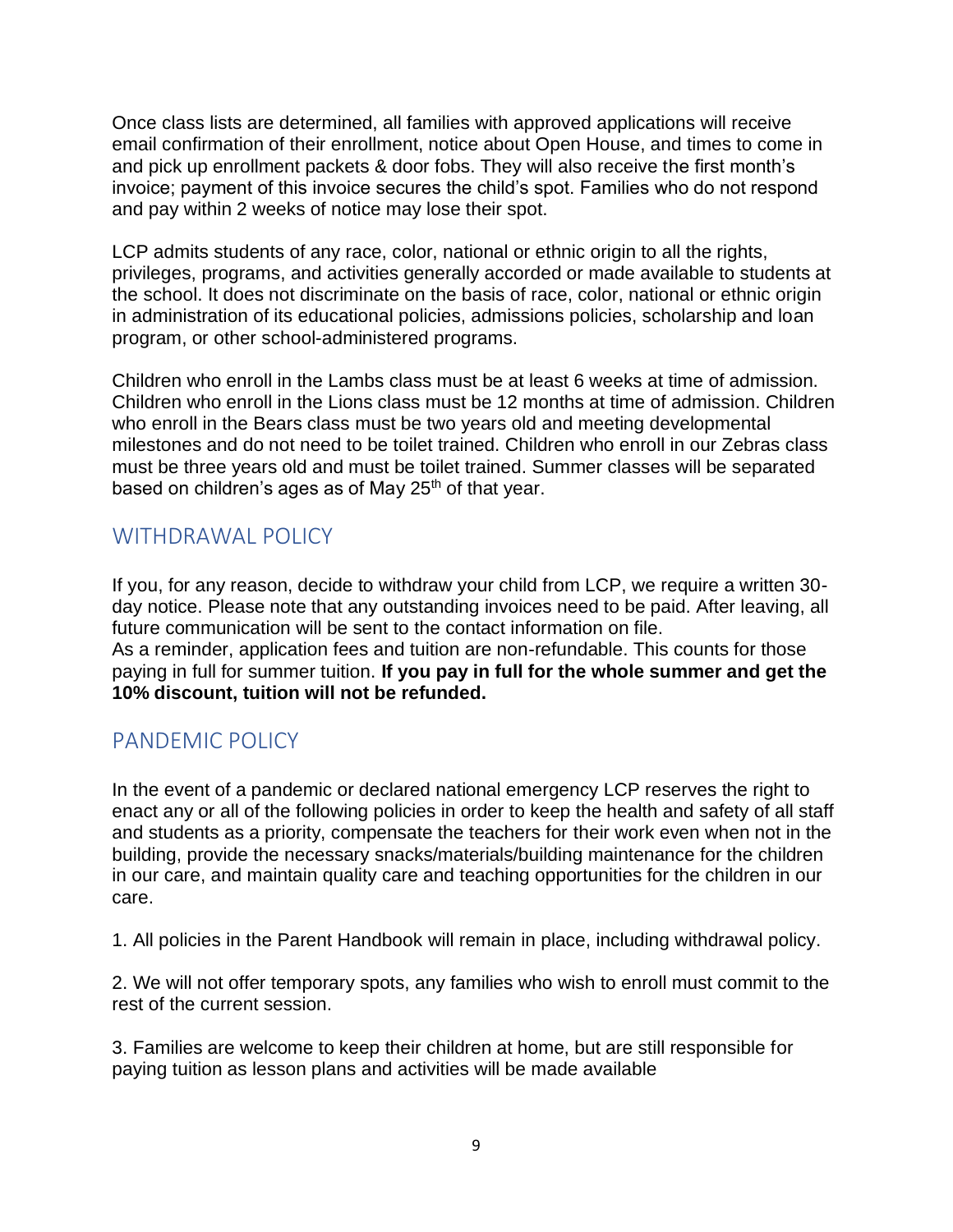Once class lists are determined, all families with approved applications will receive email confirmation of their enrollment, notice about Open House, and times to come in and pick up enrollment packets & door fobs. They will also receive the first month's invoice; payment of this invoice secures the child's spot. Families who do not respond and pay within 2 weeks of notice may lose their spot.

LCP admits students of any race, color, national or ethnic origin to all the rights, privileges, programs, and activities generally accorded or made available to students at the school. It does not discriminate on the basis of race, color, national or ethnic origin in administration of its educational policies, admissions policies, scholarship and loan program, or other school-administered programs.

Children who enroll in the Lambs class must be at least 6 weeks at time of admission. Children who enroll in the Lions class must be 12 months at time of admission. Children who enroll in the Bears class must be two years old and meeting developmental milestones and do not need to be toilet trained. Children who enroll in our Zebras class must be three years old and must be toilet trained. Summer classes will be separated based on children's ages as of May 25th of that year.

## WITHDRAWAL POLICY

If you, for any reason, decide to withdraw your child from LCP, we require a written 30-day notice. Please note that any outstanding invoices need to be paid. After leaving, all future communication will be sent to the contact information on file.
As a reminder, application fees and tuition are non-refundable. This counts for those paying in full for summer tuition. **If you pay in full for the whole summer and get the 10% discount, tuition will not be refunded.**

## PANDEMIC POLICY

In the event of a pandemic or declared national emergency LCP reserves the right to enact any or all of the following policies in order to keep the health and safety of all staff and students as a priority, compensate the teachers for their work even when not in the building, provide the necessary snacks/materials/building maintenance for the children in our care, and maintain quality care and teaching opportunities for the children in our care.

1. All policies in the Parent Handbook will remain in place, including withdrawal policy.

2. We will not offer temporary spots, any families who wish to enroll must commit to the rest of the current session.

3. Families are welcome to keep their children at home, but are still responsible for paying tuition as lesson plans and activities will be made available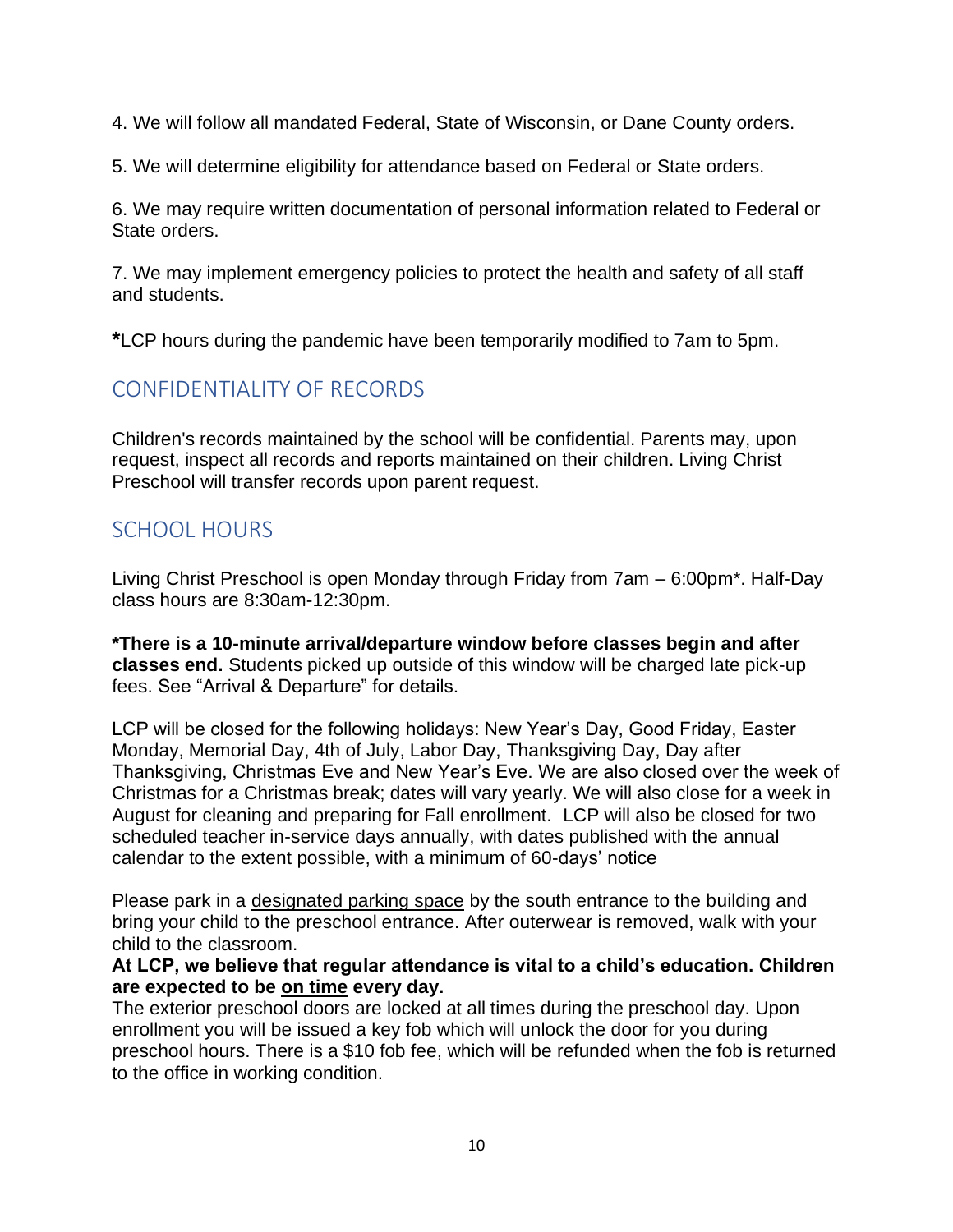4. We will follow all mandated Federal, State of Wisconsin, or Dane County orders.

5. We will determine eligibility for attendance based on Federal or State orders.

6. We may require written documentation of personal information related to Federal or State orders.

7. We may implement emergency policies to protect the health and safety of all staff and students.

**\***LCP hours during the pandemic have been temporarily modified to 7am to 5pm.

## CONFIDENTIALITY OF RECORDS

Children's records maintained by the school will be confidential. Parents may, upon request, inspect all records and reports maintained on their children. Living Christ Preschool will transfer records upon parent request.

## SCHOOL HOURS

Living Christ Preschool is open Monday through Friday from 7am – 6:00pm*. Half-Day class hours are 8:30am-12:30pm.

**\*There is a 10-minute arrival/departure window before classes begin and after classes end.** Students picked up outside of this window will be charged late pick-up fees. See "Arrival & Departure" for details.

LCP will be closed for the following holidays: New Year's Day, Good Friday, Easter Monday, Memorial Day, 4th of July, Labor Day, Thanksgiving Day, Day after Thanksgiving, Christmas Eve and New Year's Eve. We are also closed over the week of Christmas for a Christmas break; dates will vary yearly. We will also close for a week in August for cleaning and preparing for Fall enrollment. LCP will also be closed for two scheduled teacher in-service days annually, with dates published with the annual calendar to the extent possible, with a minimum of 60-days' notice

Please park in a <u>designated parking space</u> by the south entrance to the building and bring your child to the preschool entrance. After outerwear is removed, walk with your child to the classroom.

**At LCP, we believe that regular attendance is vital to a child's education. Children are expected to be <u>on time</u> every day.**

The exterior preschool doors are locked at all times during the preschool day. Upon enrollment you will be issued a key fob which will unlock the door for you during preschool hours. There is a $10 fob fee, which will be refunded when the fob is returned to the office in working condition.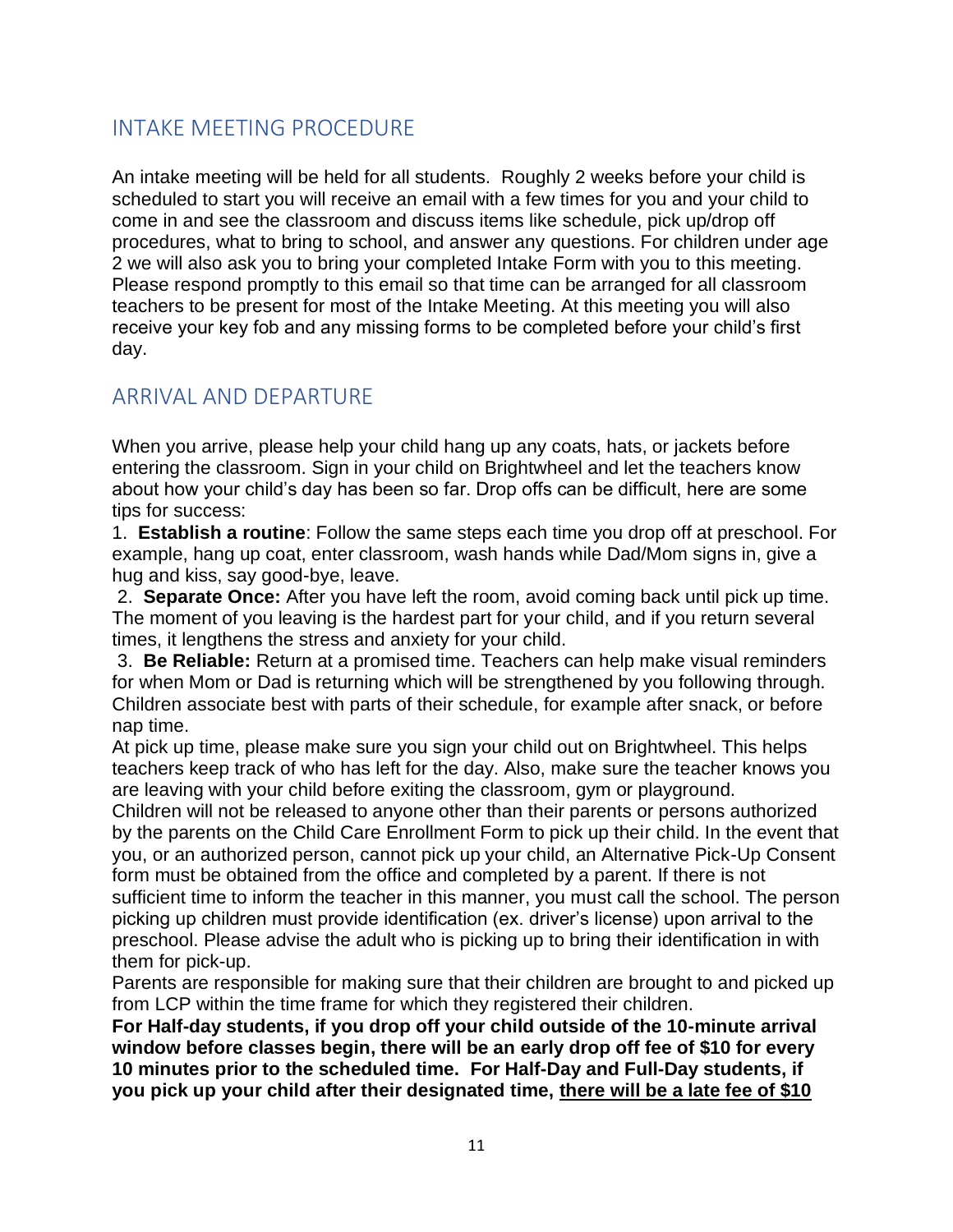## INTAKE MEETING PROCEDURE

An intake meeting will be held for all students. Roughly 2 weeks before your child is scheduled to start you will receive an email with a few times for you and your child to come in and see the classroom and discuss items like schedule, pick up/drop off procedures, what to bring to school, and answer any questions. For children under age 2 we will also ask you to bring your completed Intake Form with you to this meeting. Please respond promptly to this email so that time can be arranged for all classroom teachers to be present for most of the Intake Meeting. At this meeting you will also receive your key fob and any missing forms to be completed before your child's first day.

## ARRIVAL AND DEPARTURE

When you arrive, please help your child hang up any coats, hats, or jackets before entering the classroom. Sign in your child on Brightwheel and let the teachers know about how your child's day has been so far. Drop offs can be difficult, here are some tips for success:

1. **Establish a routine**: Follow the same steps each time you drop off at preschool. For example, hang up coat, enter classroom, wash hands while Dad/Mom signs in, give a hug and kiss, say good-bye, leave.
2. **Separate Once:** After you have left the room, avoid coming back until pick up time. The moment of you leaving is the hardest part for your child, and if you return several times, it lengthens the stress and anxiety for your child.
3. **Be Reliable:** Return at a promised time. Teachers can help make visual reminders for when Mom or Dad is returning which will be strengthened by you following through. Children associate best with parts of their schedule, for example after snack, or before nap time.

At pick up time, please make sure you sign your child out on Brightwheel. This helps teachers keep track of who has left for the day. Also, make sure the teacher knows you are leaving with your child before exiting the classroom, gym or playground.

Children will not be released to anyone other than their parents or persons authorized by the parents on the Child Care Enrollment Form to pick up their child. In the event that you, or an authorized person, cannot pick up your child, an Alternative Pick-Up Consent form must be obtained from the office and completed by a parent. If there is not sufficient time to inform the teacher in this manner, you must call the school. The person picking up children must provide identification (ex. driver's license) upon arrival to the preschool. Please advise the adult who is picking up to bring their identification in with them for pick-up.

Parents are responsible for making sure that their children are brought to and picked up from LCP within the time frame for which they registered their children.

**For Half-day students, if you drop off your child outside of the 10-minute arrival window before classes begin, there will be an early drop off fee of $10 for every 10 minutes prior to the scheduled time. For Half-Day and Full-Day students, if you pick up your child after their designated time, there will be a late fee of $10**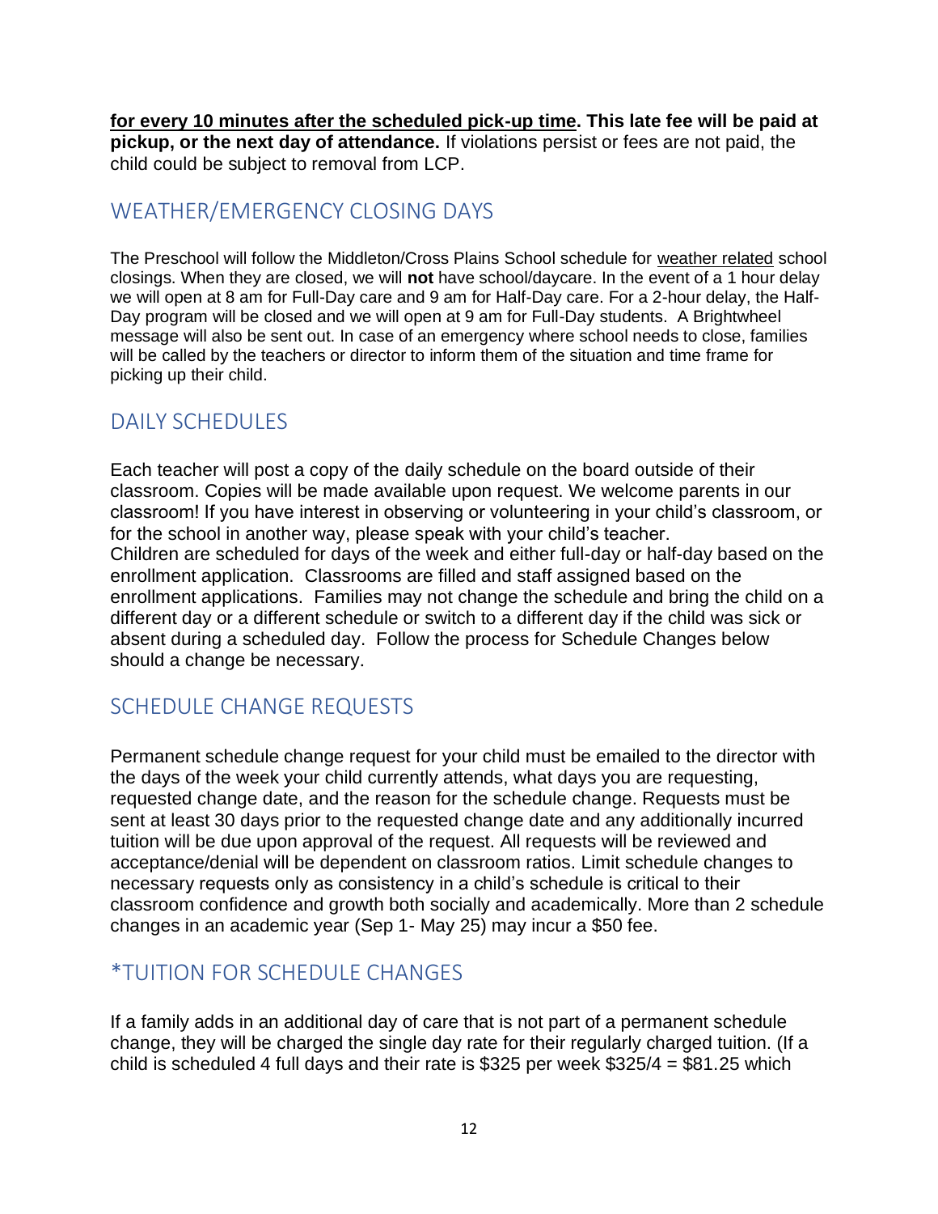**for every 10 minutes after the scheduled pick-up time. This late fee will be paid at pickup, or the next day of attendance.** If violations persist or fees are not paid, the child could be subject to removal from LCP.

## WEATHER/EMERGENCY CLOSING DAYS

The Preschool will follow the Middleton/Cross Plains School schedule for weather related school closings. When they are closed, we will **not** have school/daycare. In the event of a 1 hour delay we will open at 8 am for Full-Day care and 9 am for Half-Day care. For a 2-hour delay, the Half-Day program will be closed and we will open at 9 am for Full-Day students. A Brightwheel message will also be sent out. In case of an emergency where school needs to close, families will be called by the teachers or director to inform them of the situation and time frame for picking up their child.

## DAILY SCHEDULES

Each teacher will post a copy of the daily schedule on the board outside of their classroom. Copies will be made available upon request. We welcome parents in our classroom! If you have interest in observing or volunteering in your child's classroom, or for the school in another way, please speak with your child's teacher.
Children are scheduled for days of the week and either full-day or half-day based on the enrollment application. Classrooms are filled and staff assigned based on the enrollment applications. Families may not change the schedule and bring the child on a different day or a different schedule or switch to a different day if the child was sick or absent during a scheduled day. Follow the process for Schedule Changes below should a change be necessary.

## SCHEDULE CHANGE REQUESTS

Permanent schedule change request for your child must be emailed to the director with the days of the week your child currently attends, what days you are requesting, requested change date, and the reason for the schedule change. Requests must be sent at least 30 days prior to the requested change date and any additionally incurred tuition will be due upon approval of the request. All requests will be reviewed and acceptance/denial will be dependent on classroom ratios. Limit schedule changes to necessary requests only as consistency in a child's schedule is critical to their classroom confidence and growth both socially and academically. More than 2 schedule changes in an academic year (Sep 1- May 25) may incur a $50 fee.

## *TUITION FOR SCHEDULE CHANGES

If a family adds in an additional day of care that is not part of a permanent schedule change, they will be charged the single day rate for their regularly charged tuition. (If a child is scheduled 4 full days and their rate is $325 per week $325/4 = $81.25 which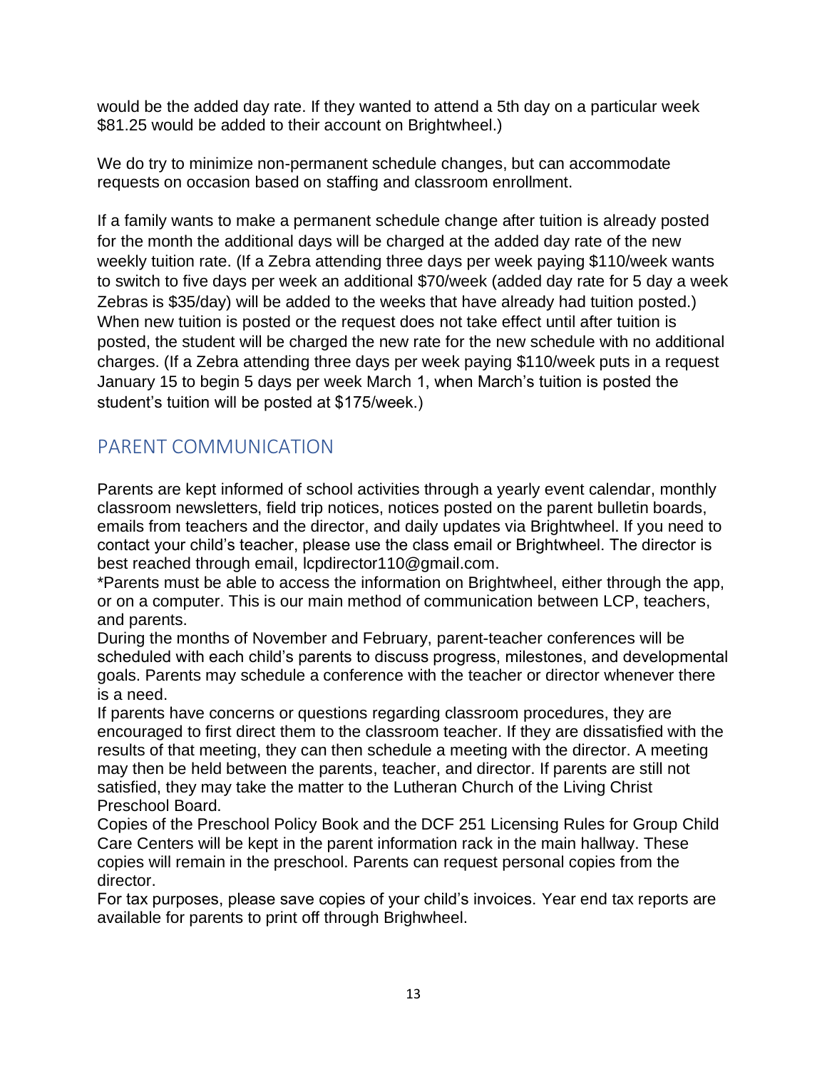would be the added day rate. If they wanted to attend a 5th day on a particular week $81.25 would be added to their account on Brightwheel.)

We do try to minimize non-permanent schedule changes, but can accommodate requests on occasion based on staffing and classroom enrollment.

If a family wants to make a permanent schedule change after tuition is already posted for the month the additional days will be charged at the added day rate of the new weekly tuition rate. (If a Zebra attending three days per week paying $110/week wants to switch to five days per week an additional $70/week (added day rate for 5 day a week Zebras is $35/day) will be added to the weeks that have already had tuition posted.) When new tuition is posted or the request does not take effect until after tuition is posted, the student will be charged the new rate for the new schedule with no additional charges. (If a Zebra attending three days per week paying $110/week puts in a request January 15 to begin 5 days per week March 1, when March's tuition is posted the student's tuition will be posted at $175/week.)

## PARENT COMMUNICATION

Parents are kept informed of school activities through a yearly event calendar, monthly classroom newsletters, field trip notices, notices posted on the parent bulletin boards, emails from teachers and the director, and daily updates via Brightwheel. If you need to contact your child's teacher, please use the class email or Brightwheel. The director is best reached through email, lcpdirector110@gmail.com.

*Parents must be able to access the information on Brightwheel, either through the app, or on a computer. This is our main method of communication between LCP, teachers, and parents.

During the months of November and February, parent-teacher conferences will be scheduled with each child's parents to discuss progress, milestones, and developmental goals. Parents may schedule a conference with the teacher or director whenever there is a need.

If parents have concerns or questions regarding classroom procedures, they are encouraged to first direct them to the classroom teacher. If they are dissatisfied with the results of that meeting, they can then schedule a meeting with the director. A meeting may then be held between the parents, teacher, and director. If parents are still not satisfied, they may take the matter to the Lutheran Church of the Living Christ Preschool Board.

Copies of the Preschool Policy Book and the DCF 251 Licensing Rules for Group Child Care Centers will be kept in the parent information rack in the main hallway. These copies will remain in the preschool. Parents can request personal copies from the director.

For tax purposes, please save copies of your child's invoices. Year end tax reports are available for parents to print off through Brighwheel.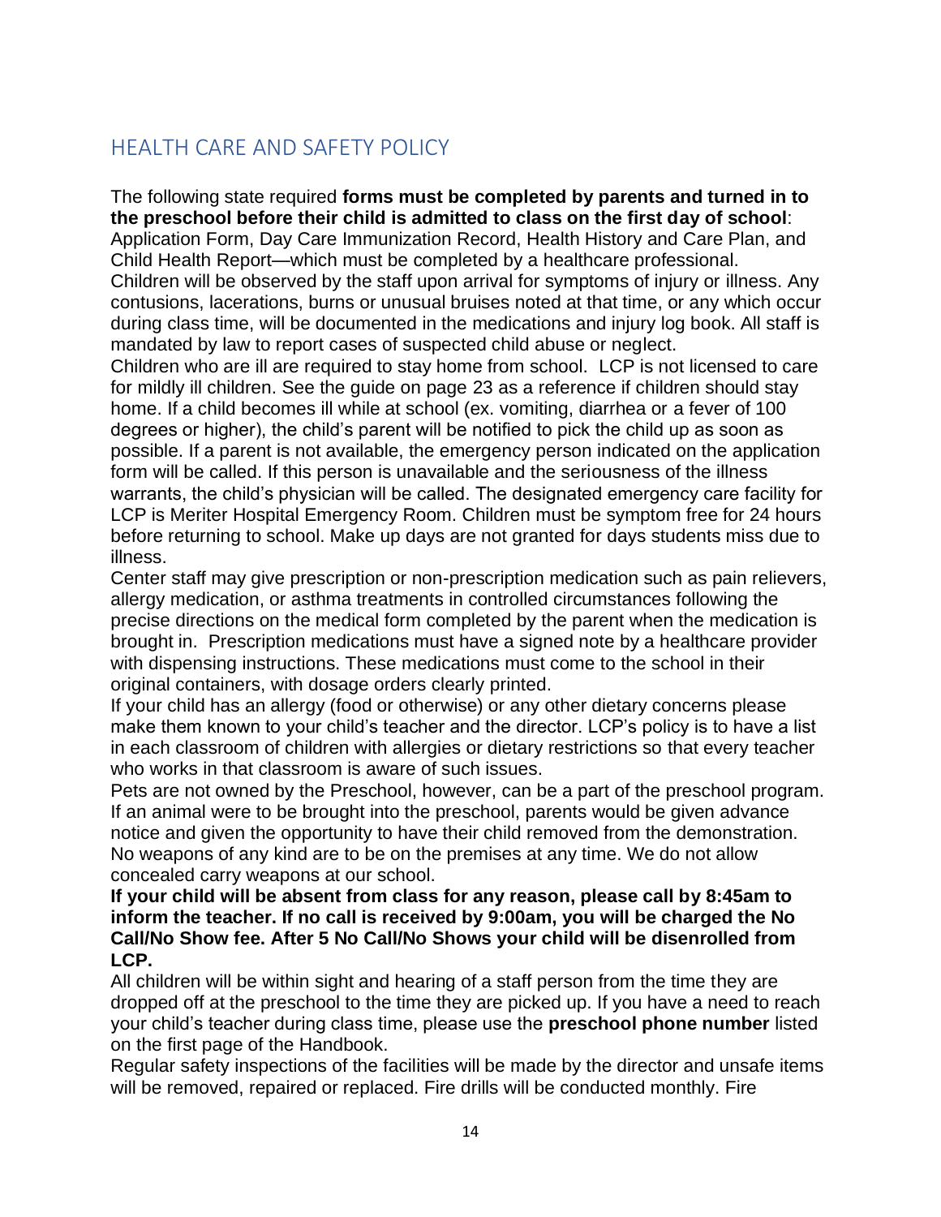## HEALTH CARE AND SAFETY POLICY

The following state required **forms must be completed by parents and turned in to the preschool before their child is admitted to class on the first day of school**: Application Form, Day Care Immunization Record, Health History and Care Plan, and Child Health Report—which must be completed by a healthcare professional.

Children will be observed by the staff upon arrival for symptoms of injury or illness. Any contusions, lacerations, burns or unusual bruises noted at that time, or any which occur during class time, will be documented in the medications and injury log book. All staff is mandated by law to report cases of suspected child abuse or neglect.

Children who are ill are required to stay home from school. LCP is not licensed to care for mildly ill children. See the guide on page 23 as a reference if children should stay home. If a child becomes ill while at school (ex. vomiting, diarrhea or a fever of 100 degrees or higher), the child's parent will be notified to pick the child up as soon as possible. If a parent is not available, the emergency person indicated on the application form will be called. If this person is unavailable and the seriousness of the illness warrants, the child's physician will be called. The designated emergency care facility for LCP is Meriter Hospital Emergency Room. Children must be symptom free for 24 hours before returning to school. Make up days are not granted for days students miss due to illness.

Center staff may give prescription or non-prescription medication such as pain relievers, allergy medication, or asthma treatments in controlled circumstances following the precise directions on the medical form completed by the parent when the medication is brought in. Prescription medications must have a signed note by a healthcare provider with dispensing instructions. These medications must come to the school in their original containers, with dosage orders clearly printed.

If your child has an allergy (food or otherwise) or any other dietary concerns please make them known to your child's teacher and the director. LCP's policy is to have a list in each classroom of children with allergies or dietary restrictions so that every teacher who works in that classroom is aware of such issues.

Pets are not owned by the Preschool, however, can be a part of the preschool program. If an animal were to be brought into the preschool, parents would be given advance notice and given the opportunity to have their child removed from the demonstration.

No weapons of any kind are to be on the premises at any time. We do not allow concealed carry weapons at our school.

**If your child will be absent from class for any reason, please call by 8:45am to inform the teacher. If no call is received by 9:00am, you will be charged the No Call/No Show fee. After 5 No Call/No Shows your child will be disenrolled from LCP.**

All children will be within sight and hearing of a staff person from the time they are dropped off at the preschool to the time they are picked up. If you have a need to reach your child's teacher during class time, please use the **preschool phone number** listed on the first page of the Handbook.

Regular safety inspections of the facilities will be made by the director and unsafe items will be removed, repaired or replaced. Fire drills will be conducted monthly. Fire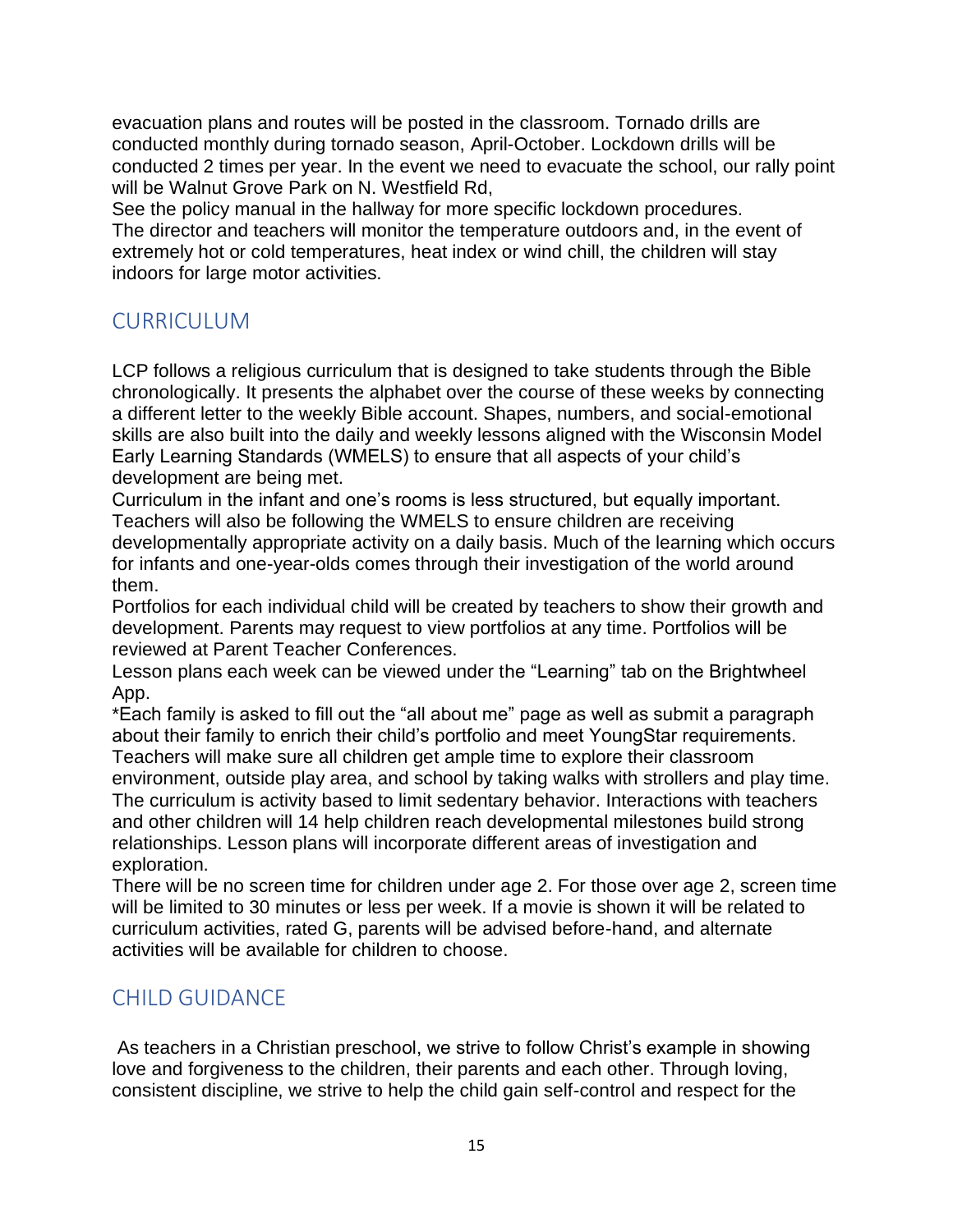evacuation plans and routes will be posted in the classroom. Tornado drills are conducted monthly during tornado season, April-October. Lockdown drills will be conducted 2 times per year. In the event we need to evacuate the school, our rally point will be Walnut Grove Park on N. Westfield Rd,

See the policy manual in the hallway for more specific lockdown procedures.

The director and teachers will monitor the temperature outdoors and, in the event of extremely hot or cold temperatures, heat index or wind chill, the children will stay indoors for large motor activities.

## CURRICULUM

LCP follows a religious curriculum that is designed to take students through the Bible chronologically. It presents the alphabet over the course of these weeks by connecting a different letter to the weekly Bible account. Shapes, numbers, and social-emotional skills are also built into the daily and weekly lessons aligned with the Wisconsin Model Early Learning Standards (WMELS) to ensure that all aspects of your child's development are being met.

Curriculum in the infant and one's rooms is less structured, but equally important. Teachers will also be following the WMELS to ensure children are receiving developmentally appropriate activity on a daily basis. Much of the learning which occurs for infants and one-year-olds comes through their investigation of the world around them.

Portfolios for each individual child will be created by teachers to show their growth and development. Parents may request to view portfolios at any time. Portfolios will be reviewed at Parent Teacher Conferences.

Lesson plans each week can be viewed under the "Learning" tab on the Brightwheel App.

*Each family is asked to fill out the "all about me" page as well as submit a paragraph about their family to enrich their child's portfolio and meet YoungStar requirements.

Teachers will make sure all children get ample time to explore their classroom environment, outside play area, and school by taking walks with strollers and play time. The curriculum is activity based to limit sedentary behavior. Interactions with teachers and other children will 14 help children reach developmental milestones build strong relationships. Lesson plans will incorporate different areas of investigation and exploration.

There will be no screen time for children under age 2. For those over age 2, screen time will be limited to 30 minutes or less per week. If a movie is shown it will be related to curriculum activities, rated G, parents will be advised before-hand, and alternate activities will be available for children to choose.

## CHILD GUIDANCE

As teachers in a Christian preschool, we strive to follow Christ's example in showing love and forgiveness to the children, their parents and each other. Through loving, consistent discipline, we strive to help the child gain self-control and respect for the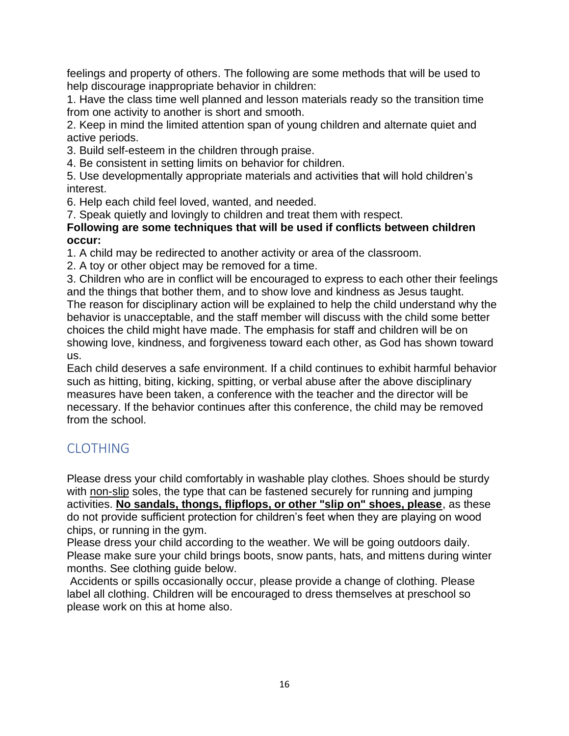feelings and property of others. The following are some methods that will be used to help discourage inappropriate behavior in children:

1. Have the class time well planned and lesson materials ready so the transition time from one activity to another is short and smooth.
2. Keep in mind the limited attention span of young children and alternate quiet and active periods.
3. Build self-esteem in the children through praise.
4. Be consistent in setting limits on behavior for children.
5. Use developmentally appropriate materials and activities that will hold children's interest.
6. Help each child feel loved, wanted, and needed.
7. Speak quietly and lovingly to children and treat them with respect.

**Following are some techniques that will be used if conflicts between children occur:**

1. A child may be redirected to another activity or area of the classroom.
2. A toy or other object may be removed for a time.
3. Children who are in conflict will be encouraged to express to each other their feelings and the things that bother them, and to show love and kindness as Jesus taught.

The reason for disciplinary action will be explained to help the child understand why the behavior is unacceptable, and the staff member will discuss with the child some better choices the child might have made. The emphasis for staff and children will be on showing love, kindness, and forgiveness toward each other, as God has shown toward us.

Each child deserves a safe environment. If a child continues to exhibit harmful behavior such as hitting, biting, kicking, spitting, or verbal abuse after the above disciplinary measures have been taken, a conference with the teacher and the director will be necessary. If the behavior continues after this conference, the child may be removed from the school.

## CLOTHING

Please dress your child comfortably in washable play clothes. Shoes should be sturdy with non-slip soles, the type that can be fastened securely for running and jumping activities. **No sandals, thongs, flipflops, or other "slip on" shoes, please**, as these do not provide sufficient protection for children's feet when they are playing on wood chips, or running in the gym.

Please dress your child according to the weather. We will be going outdoors daily. Please make sure your child brings boots, snow pants, hats, and mittens during winter months. See clothing guide below.

Accidents or spills occasionally occur, please provide a change of clothing. Please label all clothing. Children will be encouraged to dress themselves at preschool so please work on this at home also.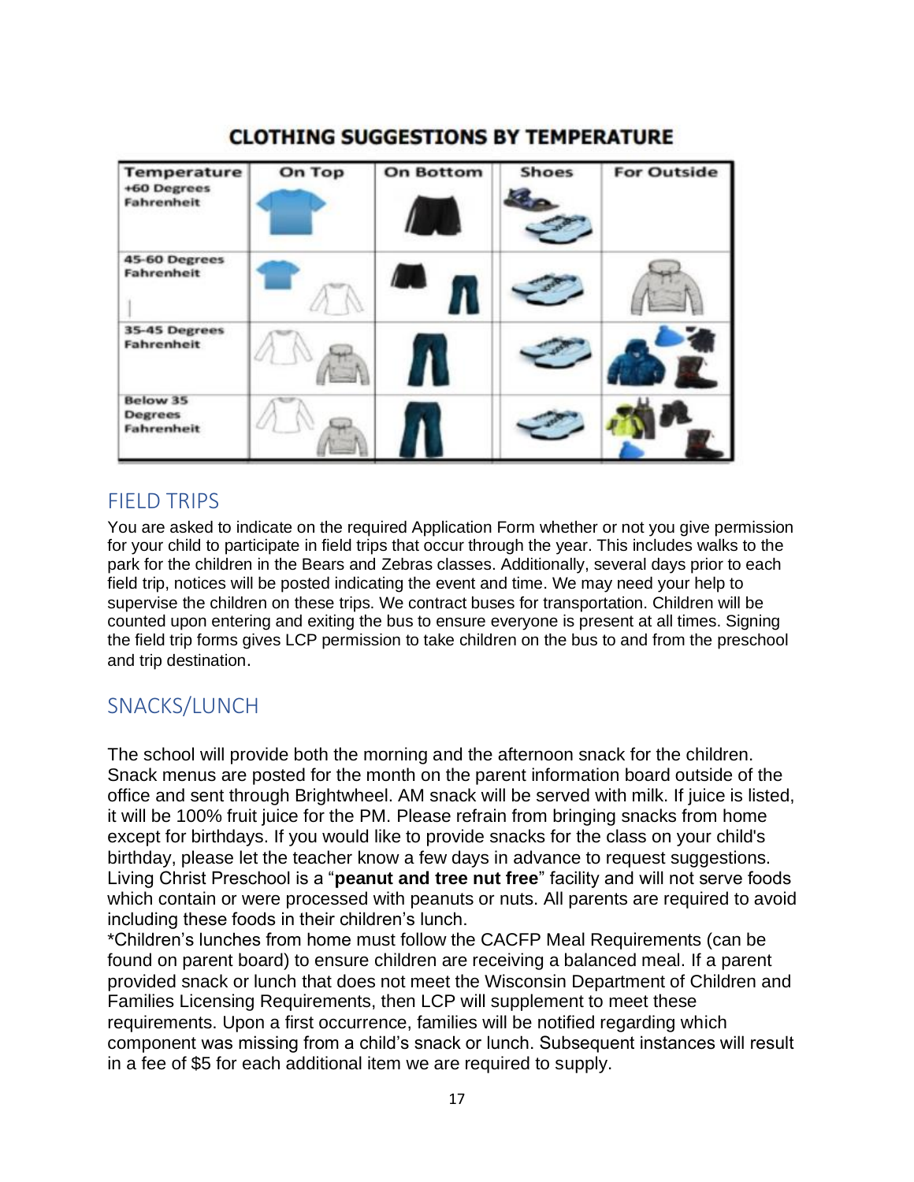## CLOTHING SUGGESTIONS BY TEMPERATURE

| Temperature | On Top | On Bottom | Shoes | For Outside |
|---|---|---|---|---|
| +60 Degrees Fahrenheit | | | | |
| 45-60 Degrees Fahrenheit | | | | |
| 35-45 Degrees Fahrenheit | | | | |
| Below 35 Degrees Fahrenheit | | | | |

## FIELD TRIPS

You are asked to indicate on the required Application Form whether or not you give permission for your child to participate in field trips that occur through the year. This includes walks to the park for the children in the Bears and Zebras classes. Additionally, several days prior to each field trip, notices will be posted indicating the event and time. We may need your help to supervise the children on these trips. We contract buses for transportation. Children will be counted upon entering and exiting the bus to ensure everyone is present at all times. Signing the field trip forms gives LCP permission to take children on the bus to and from the preschool and trip destination.

## SNACKS/LUNCH

The school will provide both the morning and the afternoon snack for the children. Snack menus are posted for the month on the parent information board outside of the office and sent through Brightwheel. AM snack will be served with milk. If juice is listed, it will be 100% fruit juice for the PM. Please refrain from bringing snacks from home except for birthdays. If you would like to provide snacks for the class on your child's birthday, please let the teacher know a few days in advance to request suggestions. Living Christ Preschool is a "**peanut and tree nut free**" facility and will not serve foods which contain or were processed with peanuts or nuts. All parents are required to avoid including these foods in their children's lunch.

*Children's lunches from home must follow the CACFP Meal Requirements (can be found on parent board) to ensure children are receiving a balanced meal. If a parent provided snack or lunch that does not meet the Wisconsin Department of Children and Families Licensing Requirements, then LCP will supplement to meet these requirements. Upon a first occurrence, families will be notified regarding which component was missing from a child's snack or lunch. Subsequent instances will result in a fee of $5 for each additional item we are required to supply.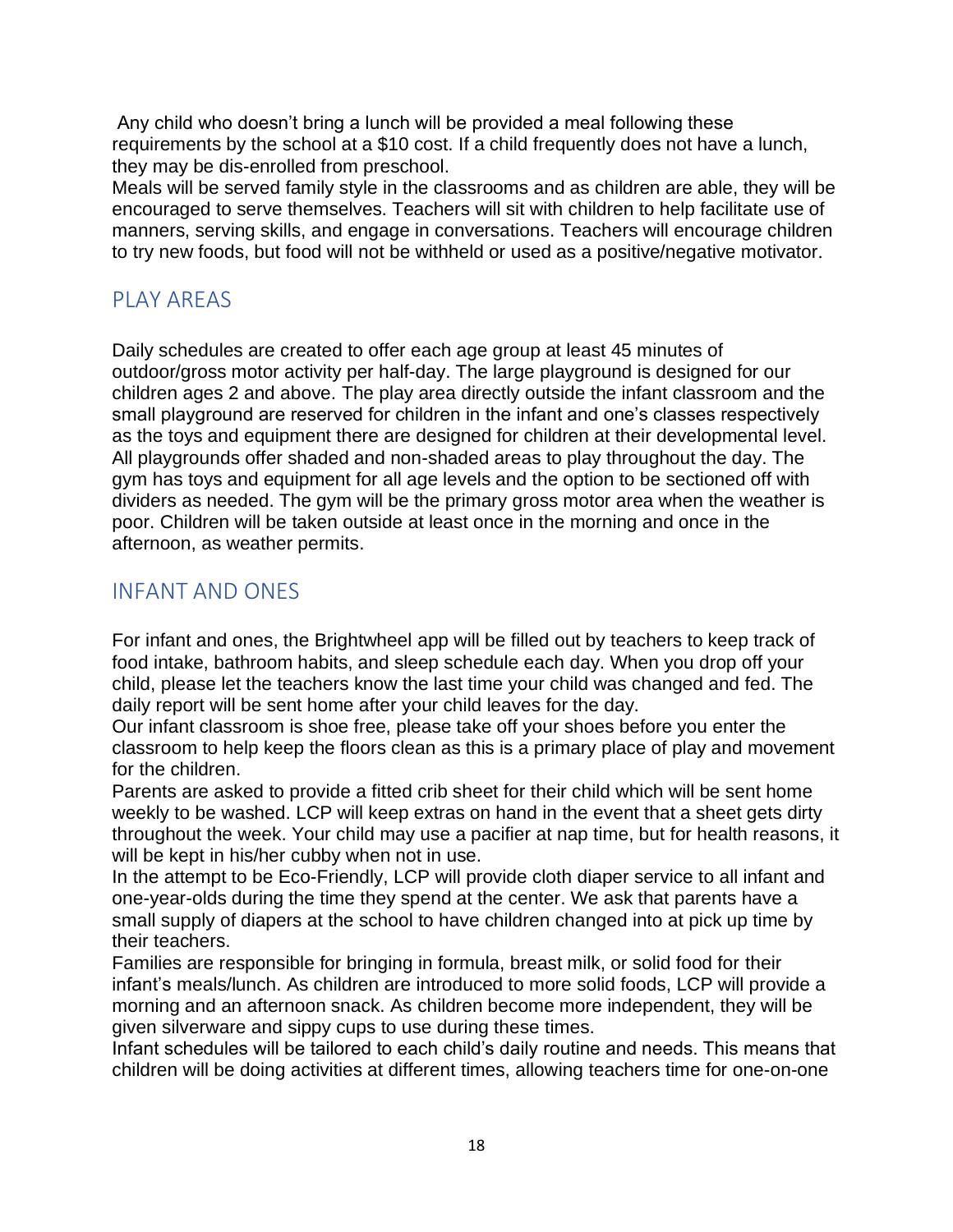Any child who doesn't bring a lunch will be provided a meal following these requirements by the school at a $10 cost. If a child frequently does not have a lunch, they may be dis-enrolled from preschool.

Meals will be served family style in the classrooms and as children are able, they will be encouraged to serve themselves. Teachers will sit with children to help facilitate use of manners, serving skills, and engage in conversations. Teachers will encourage children to try new foods, but food will not be withheld or used as a positive/negative motivator.

## PLAY AREAS

Daily schedules are created to offer each age group at least 45 minutes of outdoor/gross motor activity per half-day. The large playground is designed for our children ages 2 and above. The play area directly outside the infant classroom and the small playground are reserved for children in the infant and one's classes respectively as the toys and equipment there are designed for children at their developmental level. All playgrounds offer shaded and non-shaded areas to play throughout the day. The gym has toys and equipment for all age levels and the option to be sectioned off with dividers as needed. The gym will be the primary gross motor area when the weather is poor. Children will be taken outside at least once in the morning and once in the afternoon, as weather permits.

## INFANT AND ONES

For infant and ones, the Brightwheel app will be filled out by teachers to keep track of food intake, bathroom habits, and sleep schedule each day. When you drop off your child, please let the teachers know the last time your child was changed and fed. The daily report will be sent home after your child leaves for the day.

Our infant classroom is shoe free, please take off your shoes before you enter the classroom to help keep the floors clean as this is a primary place of play and movement for the children.

Parents are asked to provide a fitted crib sheet for their child which will be sent home weekly to be washed. LCP will keep extras on hand in the event that a sheet gets dirty throughout the week. Your child may use a pacifier at nap time, but for health reasons, it will be kept in his/her cubby when not in use.

In the attempt to be Eco-Friendly, LCP will provide cloth diaper service to all infant and one-year-olds during the time they spend at the center. We ask that parents have a small supply of diapers at the school to have children changed into at pick up time by their teachers.

Families are responsible for bringing in formula, breast milk, or solid food for their infant's meals/lunch. As children are introduced to more solid foods, LCP will provide a morning and an afternoon snack. As children become more independent, they will be given silverware and sippy cups to use during these times.

Infant schedules will be tailored to each child's daily routine and needs. This means that children will be doing activities at different times, allowing teachers time for one-on-one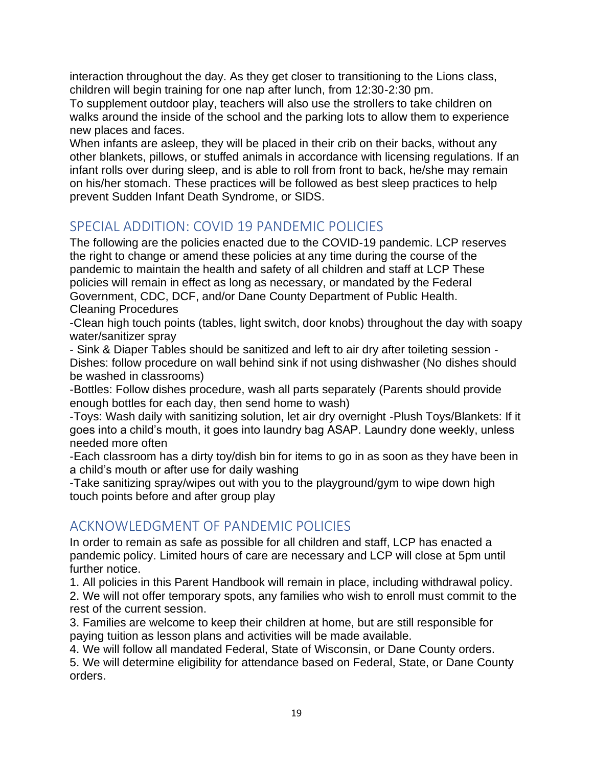interaction throughout the day. As they get closer to transitioning to the Lions class, children will begin training for one nap after lunch, from 12:30-2:30 pm.

To supplement outdoor play, teachers will also use the strollers to take children on walks around the inside of the school and the parking lots to allow them to experience new places and faces.

When infants are asleep, they will be placed in their crib on their backs, without any other blankets, pillows, or stuffed animals in accordance with licensing regulations. If an infant rolls over during sleep, and is able to roll from front to back, he/she may remain on his/her stomach. These practices will be followed as best sleep practices to help prevent Sudden Infant Death Syndrome, or SIDS.

## SPECIAL ADDITION: COVID 19 PANDEMIC POLICIES

The following are the policies enacted due to the COVID-19 pandemic. LCP reserves the right to change or amend these policies at any time during the course of the pandemic to maintain the health and safety of all children and staff at LCP These policies will remain in effect as long as necessary, or mandated by the Federal Government, CDC, DCF, and/or Dane County Department of Public Health.

Cleaning Procedures

-Clean high touch points (tables, light switch, door knobs) throughout the day with soapy water/sanitizer spray

- Sink & Diaper Tables should be sanitized and left to air dry after toileting session - Dishes: follow procedure on wall behind sink if not using dishwasher (No dishes should be washed in classrooms)

-Bottles: Follow dishes procedure, wash all parts separately (Parents should provide enough bottles for each day, then send home to wash)

-Toys: Wash daily with sanitizing solution, let air dry overnight -Plush Toys/Blankets: If it goes into a child's mouth, it goes into laundry bag ASAP. Laundry done weekly, unless needed more often

-Each classroom has a dirty toy/dish bin for items to go in as soon as they have been in a child's mouth or after use for daily washing

-Take sanitizing spray/wipes out with you to the playground/gym to wipe down high touch points before and after group play

## ACKNOWLEDGMENT OF PANDEMIC POLICIES

In order to remain as safe as possible for all children and staff, LCP has enacted a pandemic policy. Limited hours of care are necessary and LCP will close at 5pm until further notice.

1. All policies in this Parent Handbook will remain in place, including withdrawal policy.
2. We will not offer temporary spots, any families who wish to enroll must commit to the rest of the current session.
3. Families are welcome to keep their children at home, but are still responsible for paying tuition as lesson plans and activities will be made available.
4. We will follow all mandated Federal, State of Wisconsin, or Dane County orders.
5. We will determine eligibility for attendance based on Federal, State, or Dane County orders.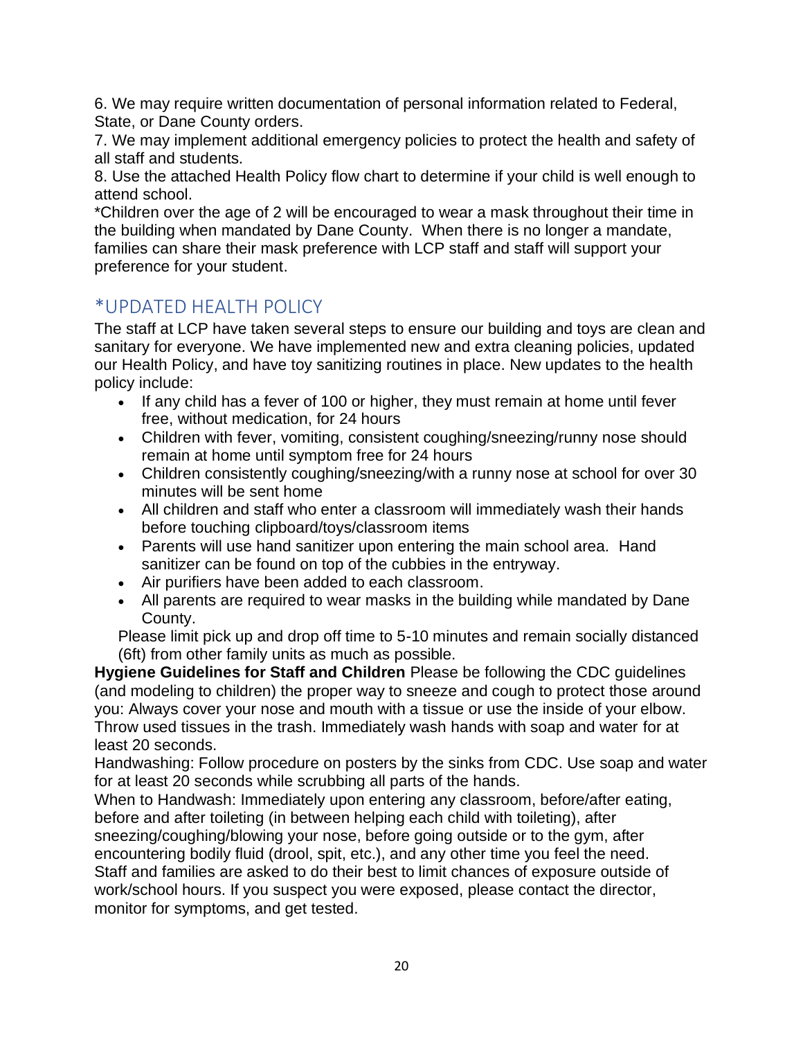6. We may require written documentation of personal information related to Federal, State, or Dane County orders.

7. We may implement additional emergency policies to protect the health and safety of all staff and students.

8. Use the attached Health Policy flow chart to determine if your child is well enough to attend school.

*Children over the age of 2 will be encouraged to wear a mask throughout their time in the building when mandated by Dane County. When there is no longer a mandate, families can share their mask preference with LCP staff and staff will support your preference for your student.

## *UPDATED HEALTH POLICY

The staff at LCP have taken several steps to ensure our building and toys are clean and sanitary for everyone. We have implemented new and extra cleaning policies, updated our Health Policy, and have toy sanitizing routines in place. New updates to the health policy include:

- If any child has a fever of 100 or higher, they must remain at home until fever free, without medication, for 24 hours
- Children with fever, vomiting, consistent coughing/sneezing/runny nose should remain at home until symptom free for 24 hours
- Children consistently coughing/sneezing/with a runny nose at school for over 30 minutes will be sent home
- All children and staff who enter a classroom will immediately wash their hands before touching clipboard/toys/classroom items
- Parents will use hand sanitizer upon entering the main school area. Hand sanitizer can be found on top of the cubbies in the entryway.
- Air purifiers have been added to each classroom.
- All parents are required to wear masks in the building while mandated by Dane County.

Please limit pick up and drop off time to 5-10 minutes and remain socially distanced (6ft) from other family units as much as possible.

**Hygiene Guidelines for Staff and Children** Please be following the CDC guidelines (and modeling to children) the proper way to sneeze and cough to protect those around you: Always cover your nose and mouth with a tissue or use the inside of your elbow. Throw used tissues in the trash. Immediately wash hands with soap and water for at least 20 seconds.

Handwashing: Follow procedure on posters by the sinks from CDC. Use soap and water for at least 20 seconds while scrubbing all parts of the hands.

When to Handwash: Immediately upon entering any classroom, before/after eating, before and after toileting (in between helping each child with toileting), after sneezing/coughing/blowing your nose, before going outside or to the gym, after encountering bodily fluid (drool, spit, etc.), and any other time you feel the need.

Staff and families are asked to do their best to limit chances of exposure outside of work/school hours. If you suspect you were exposed, please contact the director, monitor for symptoms, and get tested.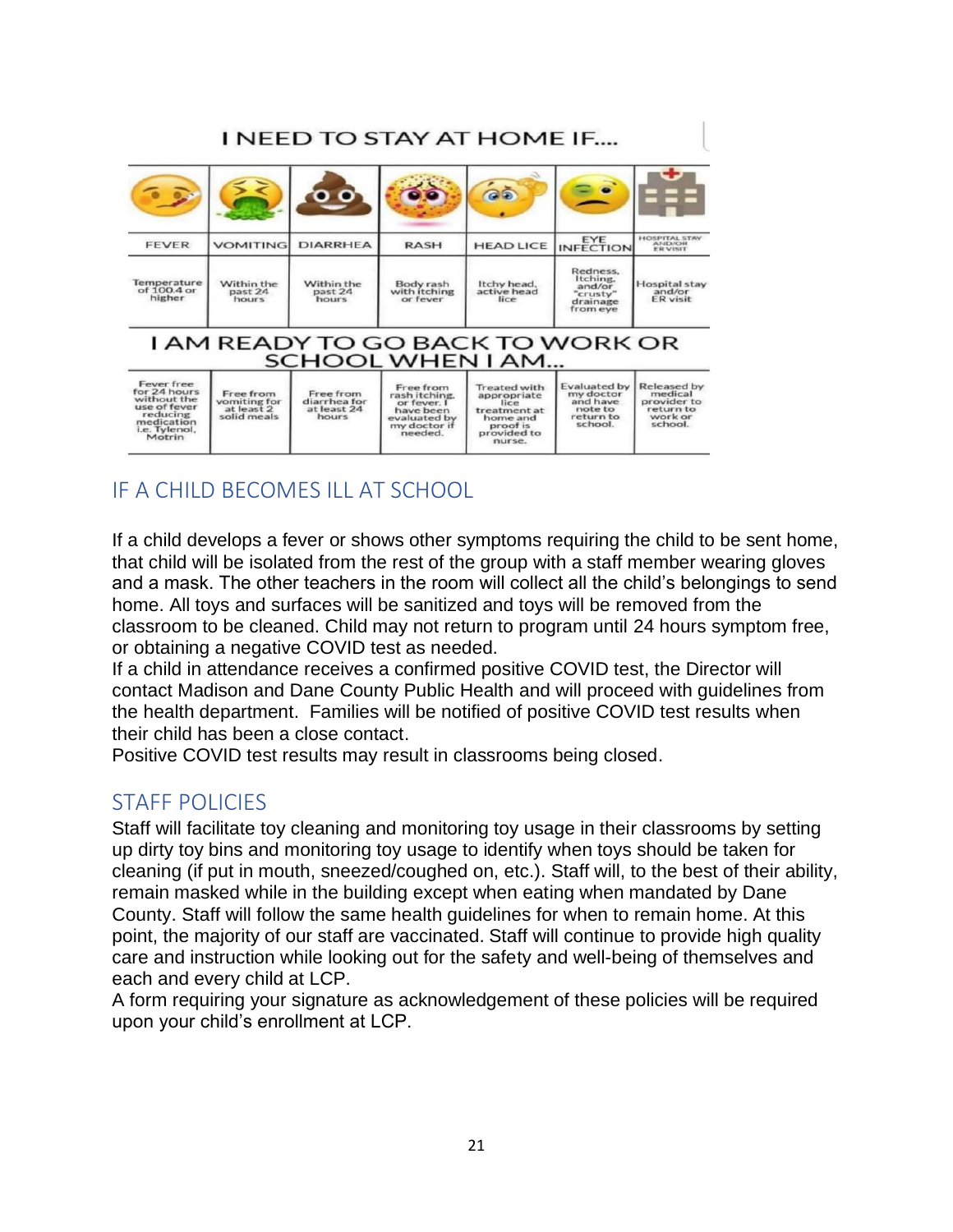## I NEED TO STAY AT HOME IF....

| FEVER | VOMITING | DIARRHEA | RASH | HEAD LICE | EYE INFECTION | HOSPITAL STAY AND/OR ER VISIT |
|---|---|---|---|---|---|---|
| Temperature of 100.4 or higher | Within the past 24 hours | Within the past 24 hours | Body rash with itching or fever | Itchy head, active head lice | Redness, Itching, and/or "crusty" drainage from eye | Hospital stay and/or ER visit |

## I AM READY TO GO BACK TO WORK OR SCHOOL WHEN I AM...

| FEVER | VOMITING | DIARRHEA | RASH | HEAD LICE | EYE INFECTION | HOSPITAL STAY AND/OR ER VISIT |
|---|---|---|---|---|---|---|
| Fever free for 24 hours without the use of fever reducing medication i.e. Tylenol, Motrin | Free from vomiting for at least 2 solid meals | Free from diarrhea for at least 24 hours | Free from rash itching, or fever. I have been evaluated by my doctor if needed. | Treated with appropriate lice treatment at home and proof is provided to nurse. | Evaluated by my doctor and have note to return to school. | Released by medical provider to return to work or school. |

## IF A CHILD BECOMES ILL AT SCHOOL

If a child develops a fever or shows other symptoms requiring the child to be sent home, that child will be isolated from the rest of the group with a staff member wearing gloves and a mask. The other teachers in the room will collect all the child's belongings to send home. All toys and surfaces will be sanitized and toys will be removed from the classroom to be cleaned. Child may not return to program until 24 hours symptom free, or obtaining a negative COVID test as needed.

If a child in attendance receives a confirmed positive COVID test, the Director will contact Madison and Dane County Public Health and will proceed with guidelines from the health department. Families will be notified of positive COVID test results when their child has been a close contact.

Positive COVID test results may result in classrooms being closed.

## STAFF POLICIES

Staff will facilitate toy cleaning and monitoring toy usage in their classrooms by setting up dirty toy bins and monitoring toy usage to identify when toys should be taken for cleaning (if put in mouth, sneezed/coughed on, etc.). Staff will, to the best of their ability, remain masked while in the building except when eating when mandated by Dane County. Staff will follow the same health guidelines for when to remain home. At this point, the majority of our staff are vaccinated. Staff will continue to provide high quality care and instruction while looking out for the safety and well-being of themselves and each and every child at LCP.

A form requiring your signature as acknowledgement of these policies will be required upon your child's enrollment at LCP.